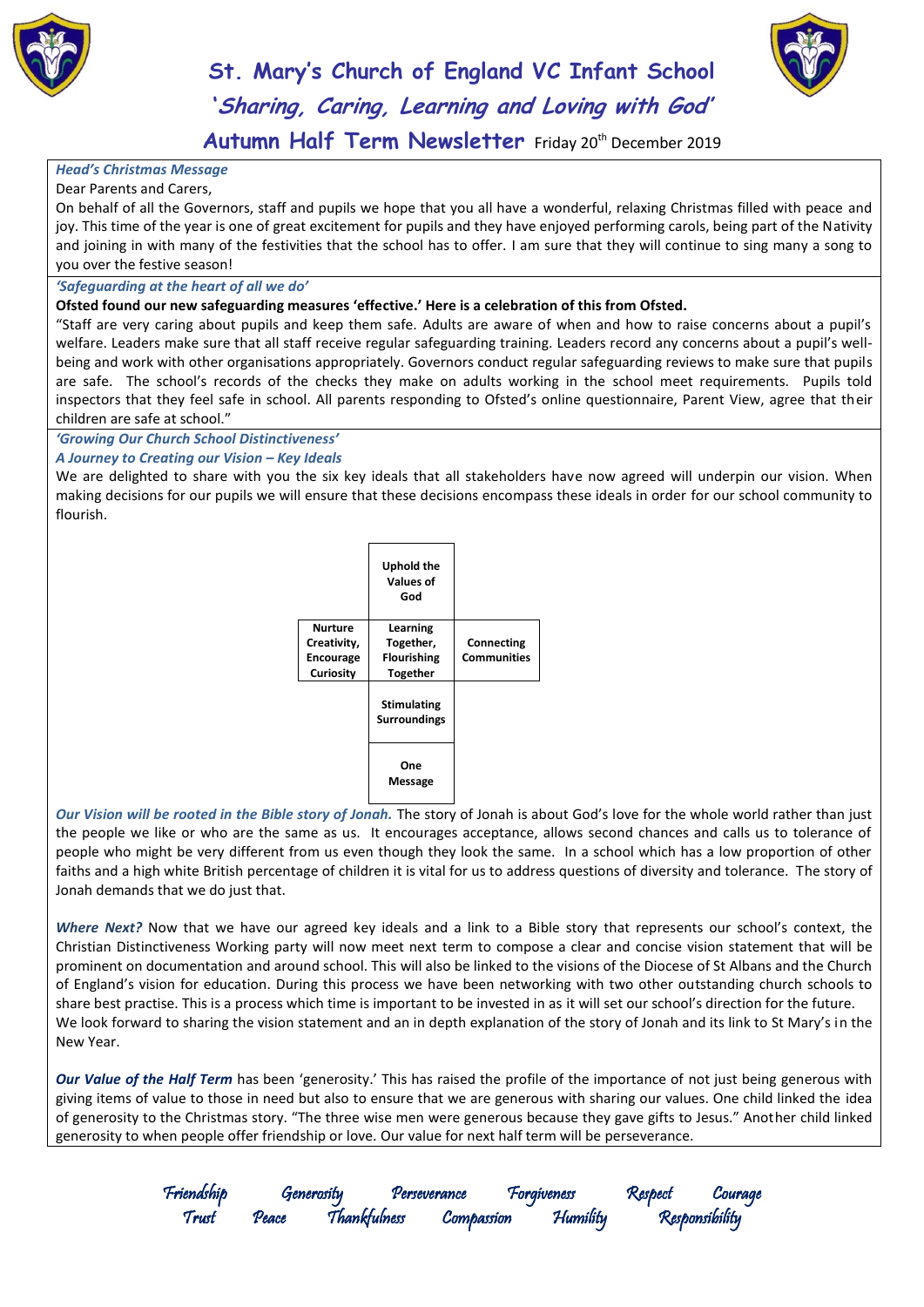# St. Mary's Church of England VC Infant School

## *'Sharing, Caring, Learning and Loving with God'*

## Autumn Half Term Newsletter Friday 20th December 2019

***Head's Christmas Message***

Dear Parents and Carers,

On behalf of all the Governors, staff and pupils we hope that you all have a wonderful, relaxing Christmas filled with peace and joy. This time of the year is one of great excitement for pupils and they have enjoyed performing carols, being part of the Nativity and joining in with many of the festivities that the school has to offer. I am sure that they will continue to sing many a song to you over the festive season!

***'Safeguarding at the heart of all we do'***

**Ofsted found our new safeguarding measures 'effective.' Here is a celebration of this from Ofsted.**

"Staff are very caring about pupils and keep them safe. Adults are aware of when and how to raise concerns about a pupil's welfare. Leaders make sure that all staff receive regular safeguarding training. Leaders record any concerns about a pupil's well-being and work with other organisations appropriately. Governors conduct regular safeguarding reviews to make sure that pupils are safe. The school's records of the checks they make on adults working in the school meet requirements. Pupils told inspectors that they feel safe in school. All parents responding to Ofsted's online questionnaire, Parent View, agree that their children are safe at school."

***'Growing Our Church School Distinctiveness'***

***A Journey to Creating our Vision – Key Ideals***

We are delighted to share with you the six key ideals that all stakeholders have now agreed will underpin our vision. When making decisions for our pupils we will ensure that these decisions encompass these ideals in order for our school community to flourish.

| | | |
|---|---|---|
| | **Uphold the Values of God** | |
| **Nurture Creativity, Encourage Curiosity** | **Learning Together, Flourishing Together** | **Connecting Communities** |
| | **Stimulating Surroundings** | |
| | **One Message** | |

***Our Vision will be rooted in the Bible story of Jonah.*** The story of Jonah is about God's love for the whole world rather than just the people we like or who are the same as us. It encourages acceptance, allows second chances and calls us to tolerance of people who might be very different from us even though they look the same. In a school which has a low proportion of other faiths and a high white British percentage of children it is vital for us to address questions of diversity and tolerance. The story of Jonah demands that we do just that.

***Where Next?*** Now that we have our agreed key ideals and a link to a Bible story that represents our school's context, the Christian Distinctiveness Working party will now meet next term to compose a clear and concise vision statement that will be prominent on documentation and around school. This will also be linked to the visions of the Diocese of St Albans and the Church of England's vision for education. During this process we have been networking with two other outstanding church schools to share best practise. This is a process which time is important to be invested in as it will set our school's direction for the future.
We look forward to sharing the vision statement and an in depth explanation of the story of Jonah and its link to St Mary's in the New Year.

***Our Value of the Half Term*** has been 'generosity.' This has raised the profile of the importance of not just being generous with giving items of value to those in need but also to ensure that we are generous with sharing our values. One child linked the idea of generosity to the Christmas story. "The three wise men were generous because they gave gifts to Jesus." Another child linked generosity to when people offer friendship or love. Our value for next half term will be perseverance.

*Friendship Generosity Perseverance Forgiveness Respect Courage*
*Trust Peace Thankfulness Compassion Humility Responsibility*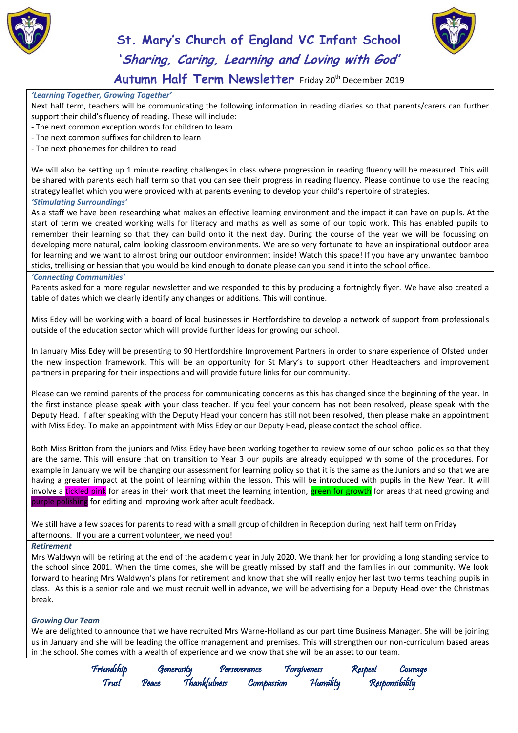# St. Mary's Church of England VC Infant School

## 'Sharing, Caring, Learning and Loving with God'

## Autumn Half Term Newsletter Friday 20th December 2019

### *'Learning Together, Growing Together'*

Next half term, teachers will be communicating the following information in reading diaries so that parents/carers can further support their child's fluency of reading. These will include:

- The next common exception words for children to learn
- The next common suffixes for children to learn
- The next phonemes for children to read

We will also be setting up 1 minute reading challenges in class where progression in reading fluency will be measured. This will be shared with parents each half term so that you can see their progress in reading fluency. Please continue to use the reading strategy leaflet which you were provided with at parents evening to develop your child's repertoire of strategies.

### *'Stimulating Surroundings'*

As a staff we have been researching what makes an effective learning environment and the impact it can have on pupils. At the start of term we created working walls for literacy and maths as well as some of our topic work. This has enabled pupils to remember their learning so that they can build onto it the next day. During the course of the year we will be focussing on developing more natural, calm looking classroom environments. We are so very fortunate to have an inspirational outdoor area for learning and we want to almost bring our outdoor environment inside! Watch this space! If you have any unwanted bamboo sticks, trellising or hessian that you would be kind enough to donate please can you send it into the school office.

### *'Connecting Communities'*

Parents asked for a more regular newsletter and we responded to this by producing a fortnightly flyer. We have also created a table of dates which we clearly identify any changes or additions. This will continue.

Miss Edey will be working with a board of local businesses in Hertfordshire to develop a network of support from professionals outside of the education sector which will provide further ideas for growing our school.

In January Miss Edey will be presenting to 90 Hertfordshire Improvement Partners in order to share experience of Ofsted under the new inspection framework. This will be an opportunity for St Mary's to support other Headteachers and improvement partners in preparing for their inspections and will provide future links for our community.

Please can we remind parents of the process for communicating concerns as this has changed since the beginning of the year. In the first instance please speak with your class teacher. If you feel your concern has not been resolved, please speak with the Deputy Head. If after speaking with the Deputy Head your concern has still not been resolved, then please make an appointment with Miss Edey. To make an appointment with Miss Edey or our Deputy Head, please contact the school office.

Both Miss Britton from the juniors and Miss Edey have been working together to review some of our school policies so that they are the same. This will ensure that on transition to Year 3 our pupils are already equipped with some of the procedures. For example in January we will be changing our assessment for learning policy so that it is the same as the Juniors and so that we are having a greater impact at the point of learning within the lesson. This will be introduced with pupils in the New Year. It will involve a tickled pink for areas in their work that meet the learning intention, green for growth for areas that need growing and purple polishing for editing and improving work after adult feedback.

We still have a few spaces for parents to read with a small group of children in Reception during next half term on Friday afternoons. If you are a current volunteer, we need you!

### *Retirement*

Mrs Waldwyn will be retiring at the end of the academic year in July 2020. We thank her for providing a long standing service to the school since 2001. When the time comes, she will be greatly missed by staff and the families in our community. We look forward to hearing Mrs Waldwyn's plans for retirement and know that she will really enjoy her last two terms teaching pupils in class. As this is a senior role and we must recruit well in advance, we will be advertising for a Deputy Head over the Christmas break.

### *Growing Our Team*

We are delighted to announce that we have recruited Mrs Warne-Holland as our part time Business Manager. She will be joining us in January and she will be leading the office management and premises. This will strengthen our non-curriculum based areas in the school. She comes with a wealth of experience and we know that she will be an asset to our team.

*Friendship Generosity Perseverance Forgiveness Respect Courage*
*Trust Peace Thankfulness Compassion Humility Responsibility*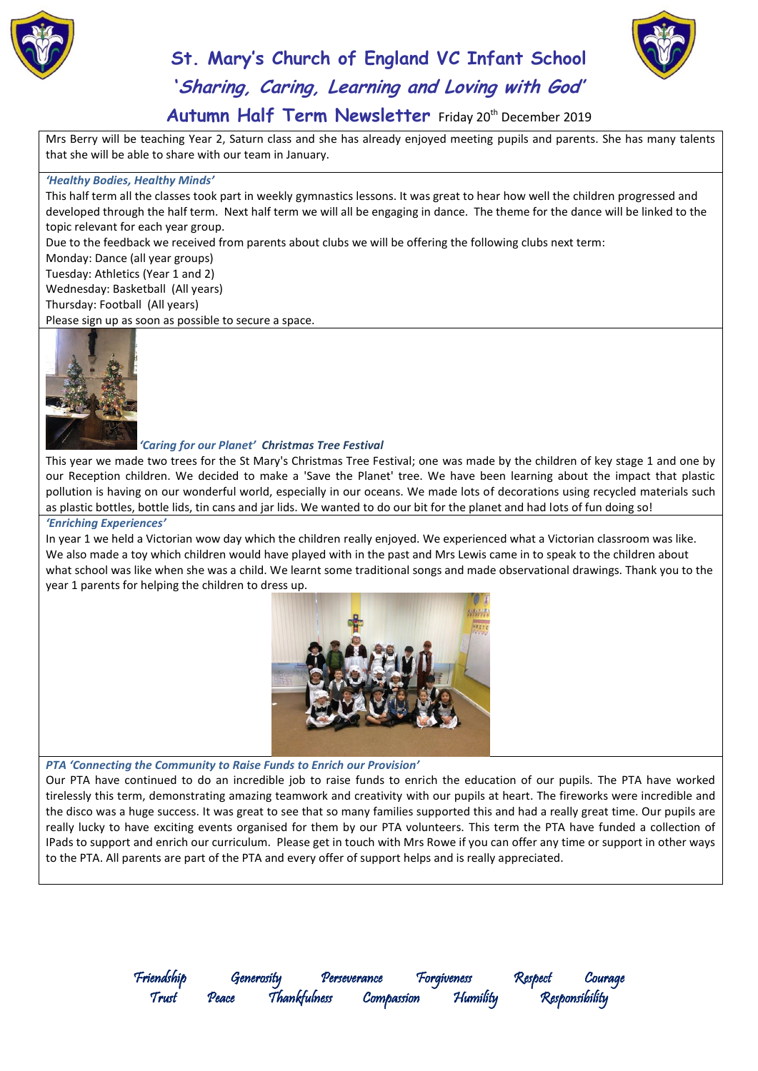# St. Mary's Church of England VC Infant School

## 'Sharing, Caring, Learning and Loving with God'

## Autumn Half Term Newsletter Friday 20th December 2019

Mrs Berry will be teaching Year 2, Saturn class and she has already enjoyed meeting pupils and parents. She has many talents that she will be able to share with our team in January.

### *'Healthy Bodies, Healthy Minds'*

This half term all the classes took part in weekly gymnastics lessons. It was great to hear how well the children progressed and developed through the half term. Next half term we will all be engaging in dance. The theme for the dance will be linked to the topic relevant for each year group.

Due to the feedback we received from parents about clubs we will be offering the following clubs next term:

Monday: Dance (all year groups)
Tuesday: Athletics (Year 1 and 2)
Wednesday: Basketball (All years)
Thursday: Football (All years)

Please sign up as soon as possible to secure a space.

### *'Caring for our Planet' Christmas Tree Festival*

This year we made two trees for the St Mary's Christmas Tree Festival; one was made by the children of key stage 1 and one by our Reception children. We decided to make a 'Save the Planet' tree. We have been learning about the impact that plastic pollution is having on our wonderful world, especially in our oceans. We made lots of decorations using recycled materials such as plastic bottles, bottle lids, tin cans and jar lids. We wanted to do our bit for the planet and had lots of fun doing so!

### *'Enriching Experiences'*

In year 1 we held a Victorian wow day which the children really enjoyed. We experienced what a Victorian classroom was like. We also made a toy which children would have played with in the past and Mrs Lewis came in to speak to the children about what school was like when she was a child. We learnt some traditional songs and made observational drawings. Thank you to the year 1 parents for helping the children to dress up.

### *PTA 'Connecting the Community to Raise Funds to Enrich our Provision'*

Our PTA have continued to do an incredible job to raise funds to enrich the education of our pupils. The PTA have worked tirelessly this term, demonstrating amazing teamwork and creativity with our pupils at heart. The fireworks were incredible and the disco was a huge success. It was great to see that so many families supported this and had a really great time. Our pupils are really lucky to have exciting events organised for them by our PTA volunteers. This term the PTA have funded a collection of IPads to support and enrich our curriculum. Please get in touch with Mrs Rowe if you can offer any time or support in other ways to the PTA. All parents are part of the PTA and every offer of support helps and is really appreciated.

*Friendship Generosity Perseverance Forgiveness Respect Courage*
*Trust Peace Thankfulness Compassion Humility Responsibility*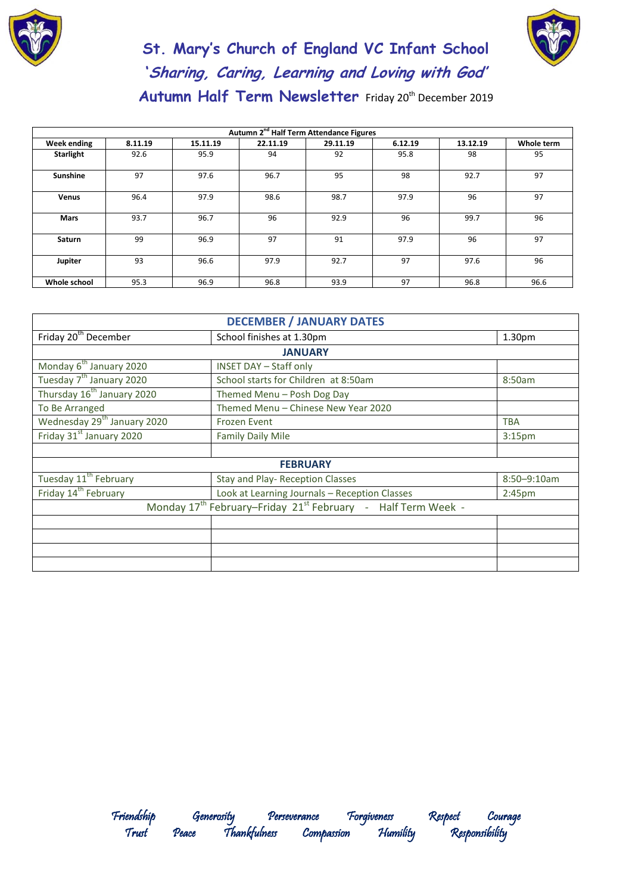# St. Mary's Church of England VC Infant School

## 'Sharing, Caring, Learning and Loving with God'

## Autumn Half Term Newsletter Friday 20th December 2019

| Autumn 2nd Half Term Attendance Figures | | | | | | | |
|---|---|---|---|---|---|---|---|
| **Week ending** | **8.11.19** | **15.11.19** | **22.11.19** | **29.11.19** | **6.12.19** | **13.12.19** | **Whole term** |
| **Starlight** | 92.6 | 95.9 | 94 | 92 | 95.8 | 98 | 95 |
| **Sunshine** | 97 | 97.6 | 96.7 | 95 | 98 | 92.7 | 97 |
| **Venus** | 96.4 | 97.9 | 98.6 | 98.7 | 97.9 | 96 | 97 |
| **Mars** | 93.7 | 96.7 | 96 | 92.9 | 96 | 99.7 | 96 |
| **Saturn** | 99 | 96.9 | 97 | 91 | 97.9 | 96 | 97 |
| **Jupiter** | 93 | 96.6 | 97.9 | 92.7 | 97 | 97.6 | 96 |
| **Whole school** | 95.3 | 96.9 | 96.8 | 93.9 | 97 | 96.8 | 96.6 |

| DECEMBER / JANUARY DATES | | |
|---|---|---|
| Friday 20th December | School finishes at 1.30pm | 1.30pm |
| **JANUARY** | | |
| Monday 6th January 2020 | INSET DAY – Staff only | |
| Tuesday 7th January 2020 | School starts for Children at 8:50am | 8:50am |
| Thursday 16th January 2020 | Themed Menu – Posh Dog Day | |
| To Be Arranged | Themed Menu – Chinese New Year 2020 | |
| Wednesday 29th January 2020 | Frozen Event | TBA |
| Friday 31st January 2020 | Family Daily Mile | 3:15pm |
| | | |
| **FEBRUARY** | | |
| Tuesday 11th February | Stay and Play- Reception Classes | 8:50–9:10am |
| Friday 14th February | Look at Learning Journals – Reception Classes | 2:45pm |
| Monday 17th February–Friday 21st February - Half Term Week - | | |
| | | |
| | | |
| | | |
| | | |

*Friendship Generosity Perseverance Forgiveness Respect Courage*
*Trust Peace Thankfulness Compassion Humility Responsibility*